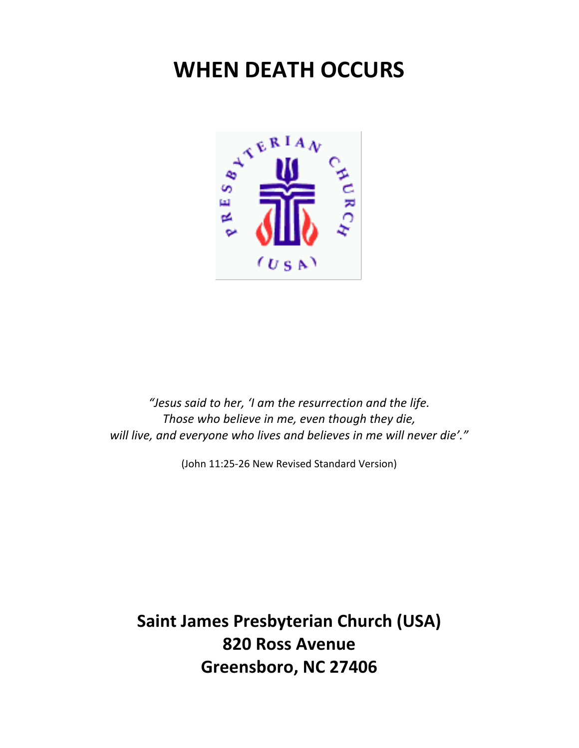# WHEN DEATH OCCURS

*"Jesus said to her, 'I am the resurrection and the life.*
*Those who believe in me, even though they die,*
*will live, and everyone who lives and believes in me will never die'."*

(John 11:25-26 New Revised Standard Version)

**Saint James Presbyterian Church (USA)**
**820 Ross Avenue**
**Greensboro, NC 27406**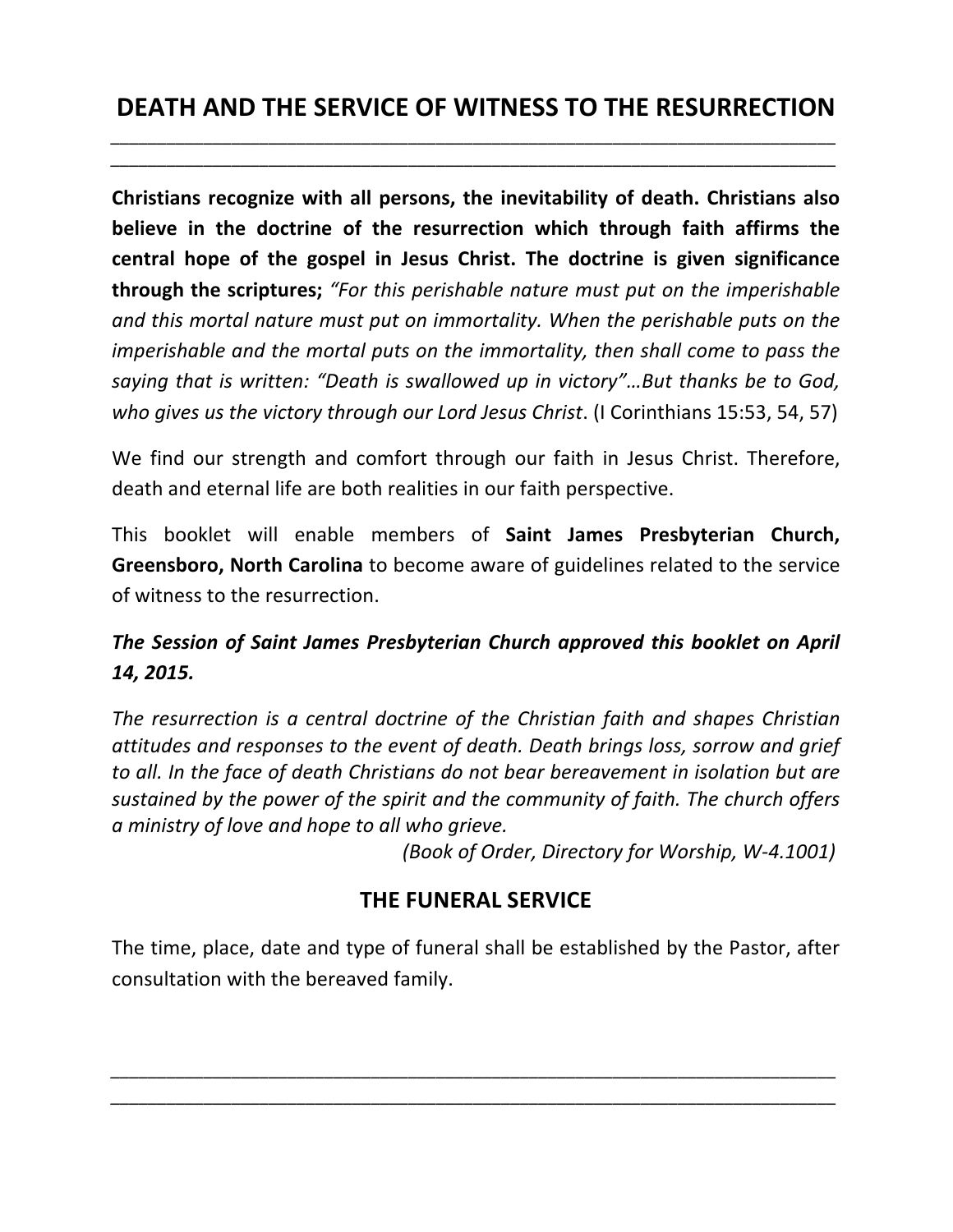# DEATH AND THE SERVICE OF WITNESS TO THE RESURRECTION

**Christians recognize with all persons, the inevitability of death. Christians also believe in the doctrine of the resurrection which through faith affirms the central hope of the gospel in Jesus Christ. The doctrine is given significance through the scriptures;** *"For this perishable nature must put on the imperishable and this mortal nature must put on immortality. When the perishable puts on the imperishable and the mortal puts on the immortality, then shall come to pass the saying that is written: "Death is swallowed up in victory"…But thanks be to God, who gives us the victory through our Lord Jesus Christ*. (I Corinthians 15:53, 54, 57)

We find our strength and comfort through our faith in Jesus Christ. Therefore, death and eternal life are both realities in our faith perspective.

This booklet will enable members of **Saint James Presbyterian Church, Greensboro, North Carolina** to become aware of guidelines related to the service of witness to the resurrection.

***The Session of Saint James Presbyterian Church approved this booklet on April 14, 2015.***

*The resurrection is a central doctrine of the Christian faith and shapes Christian attitudes and responses to the event of death. Death brings loss, sorrow and grief to all. In the face of death Christians do not bear bereavement in isolation but are sustained by the power of the spirit and the community of faith. The church offers a ministry of love and hope to all who grieve.*

*(Book of Order, Directory for Worship, W-4.1001)*

## THE FUNERAL SERVICE

The time, place, date and type of funeral shall be established by the Pastor, after consultation with the bereaved family.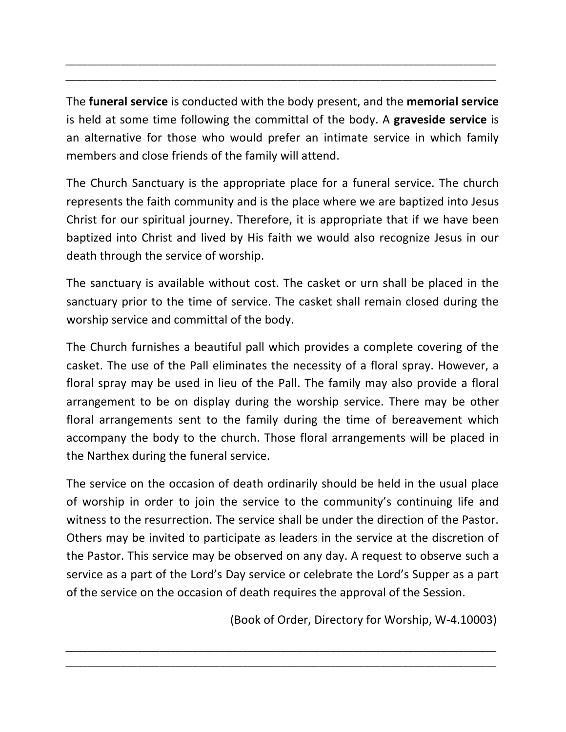---

The **funeral service** is conducted with the body present, and the **memorial service** is held at some time following the committal of the body. A **graveside service** is an alternative for those who would prefer an intimate service in which family members and close friends of the family will attend.

The Church Sanctuary is the appropriate place for a funeral service. The church represents the faith community and is the place where we are baptized into Jesus Christ for our spiritual journey. Therefore, it is appropriate that if we have been baptized into Christ and lived by His faith we would also recognize Jesus in our death through the service of worship.

The sanctuary is available without cost. The casket or urn shall be placed in the sanctuary prior to the time of service. The casket shall remain closed during the worship service and committal of the body.

The Church furnishes a beautiful pall which provides a complete covering of the casket. The use of the Pall eliminates the necessity of a floral spray. However, a floral spray may be used in lieu of the Pall. The family may also provide a floral arrangement to be on display during the worship service. There may be other floral arrangements sent to the family during the time of bereavement which accompany the body to the church. Those floral arrangements will be placed in the Narthex during the funeral service.

The service on the occasion of death ordinarily should be held in the usual place of worship in order to join the service to the community's continuing life and witness to the resurrection. The service shall be under the direction of the Pastor. Others may be invited to participate as leaders in the service at the discretion of the Pastor. This service may be observed on any day. A request to observe such a service as a part of the Lord's Day service or celebrate the Lord's Supper as a part of the service on the occasion of death requires the approval of the Session.

(Book of Order, Directory for Worship, W-4.10003)

---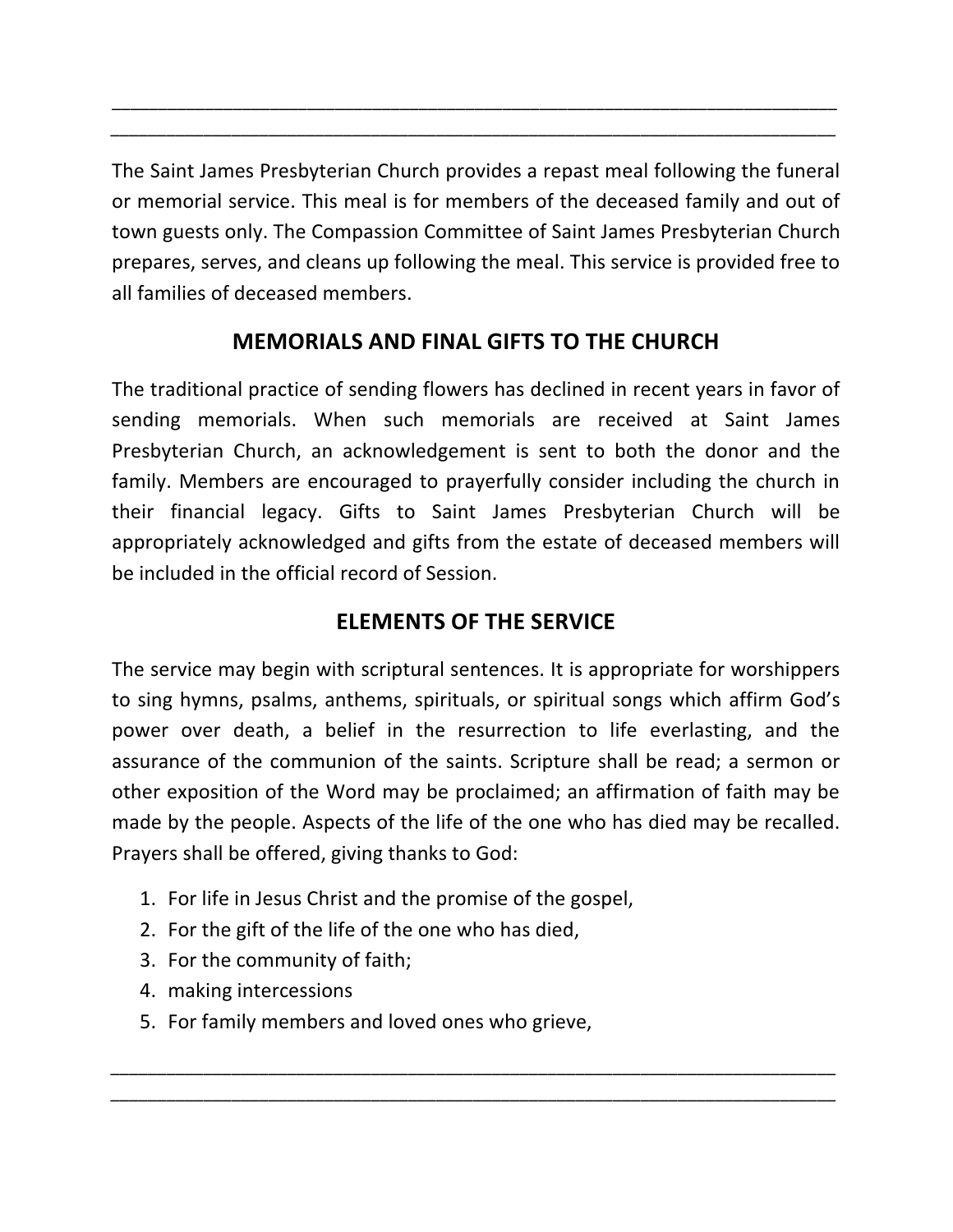The Saint James Presbyterian Church provides a repast meal following the funeral or memorial service. This meal is for members of the deceased family and out of town guests only. The Compassion Committee of Saint James Presbyterian Church prepares, serves, and cleans up following the meal. This service is provided free to all families of deceased members.

## MEMORIALS AND FINAL GIFTS TO THE CHURCH

The traditional practice of sending flowers has declined in recent years in favor of sending memorials. When such memorials are received at Saint James Presbyterian Church, an acknowledgement is sent to both the donor and the family. Members are encouraged to prayerfully consider including the church in their financial legacy. Gifts to Saint James Presbyterian Church will be appropriately acknowledged and gifts from the estate of deceased members will be included in the official record of Session.

## ELEMENTS OF THE SERVICE

The service may begin with scriptural sentences. It is appropriate for worshippers to sing hymns, psalms, anthems, spirituals, or spiritual songs which affirm God's power over death, a belief in the resurrection to life everlasting, and the assurance of the communion of the saints. Scripture shall be read; a sermon or other exposition of the Word may be proclaimed; an affirmation of faith may be made by the people. Aspects of the life of the one who has died may be recalled. Prayers shall be offered, giving thanks to God:

1. For life in Jesus Christ and the promise of the gospel,
2. For the gift of the life of the one who has died,
3. For the community of faith;
4. making intercessions
5. For family members and loved ones who grieve,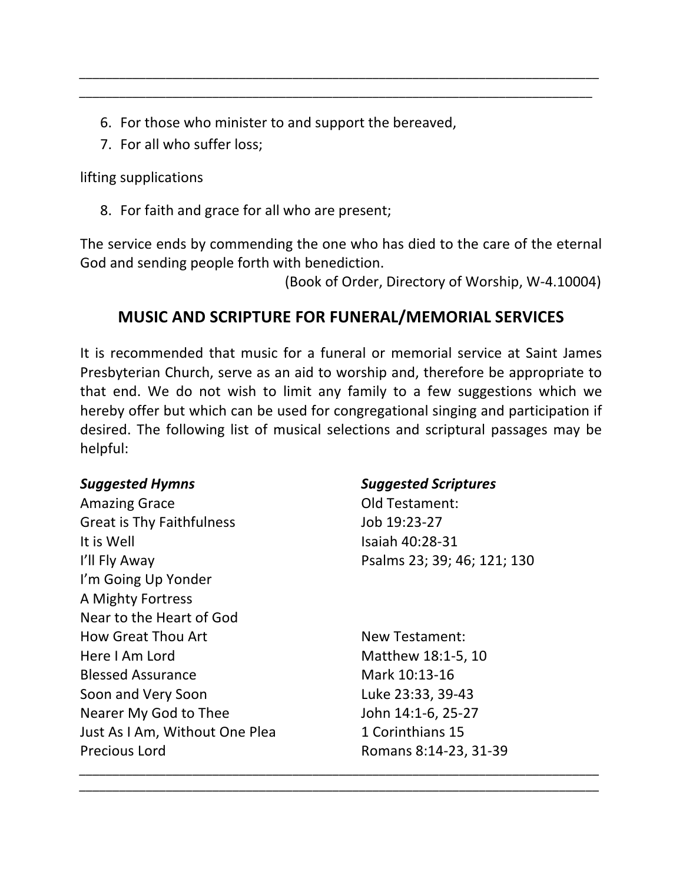6. For those who minister to and support the bereaved,
7. For all who suffer loss;

lifting supplications

8. For faith and grace for all who are present;

The service ends by commending the one who has died to the care of the eternal God and sending people forth with benediction.

(Book of Order, Directory of Worship, W-4.10004)

## MUSIC AND SCRIPTURE FOR FUNERAL/MEMORIAL SERVICES

It is recommended that music for a funeral or memorial service at Saint James Presbyterian Church, serve as an aid to worship and, therefore be appropriate to that end. We do not wish to limit any family to a few suggestions which we hereby offer but which can be used for congregational singing and participation if desired. The following list of musical selections and scriptural passages may be helpful:

***Suggested Hymns***

Amazing Grace
Great is Thy Faithfulness
It is Well
I'll Fly Away
I'm Going Up Yonder
A Mighty Fortress
Near to the Heart of God
How Great Thou Art
Here I Am Lord
Blessed Assurance
Soon and Very Soon
Nearer My God to Thee
Just As I Am, Without One Plea
Precious Lord

***Suggested Scriptures***

Old Testament:
Job 19:23-27
Isaiah 40:28-31
Psalms 23; 39; 46; 121; 130

New Testament:
Matthew 18:1-5, 10
Mark 10:13-16
Luke 23:33, 39-43
John 14:1-6, 25-27
1 Corinthians 15
Romans 8:14-23, 31-39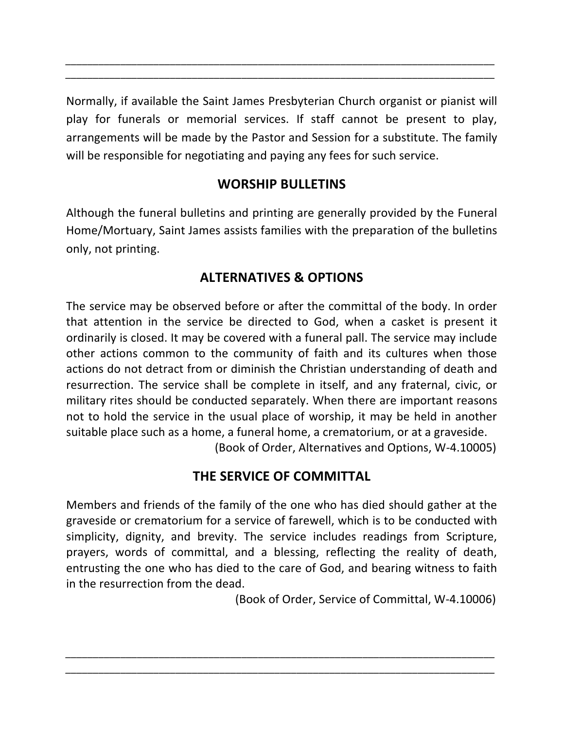Normally, if available the Saint James Presbyterian Church organist or pianist will play for funerals or memorial services. If staff cannot be present to play, arrangements will be made by the Pastor and Session for a substitute. The family will be responsible for negotiating and paying any fees for such service.

## WORSHIP BULLETINS

Although the funeral bulletins and printing are generally provided by the Funeral Home/Mortuary, Saint James assists families with the preparation of the bulletins only, not printing.

## ALTERNATIVES & OPTIONS

The service may be observed before or after the committal of the body. In order that attention in the service be directed to God, when a casket is present it ordinarily is closed. It may be covered with a funeral pall. The service may include other actions common to the community of faith and its cultures when those actions do not detract from or diminish the Christian understanding of death and resurrection. The service shall be complete in itself, and any fraternal, civic, or military rites should be conducted separately. When there are important reasons not to hold the service in the usual place of worship, it may be held in another suitable place such as a home, a funeral home, a crematorium, or at a graveside.

(Book of Order, Alternatives and Options, W-4.10005)

## THE SERVICE OF COMMITTAL

Members and friends of the family of the one who has died should gather at the graveside or crematorium for a service of farewell, which is to be conducted with simplicity, dignity, and brevity. The service includes readings from Scripture, prayers, words of committal, and a blessing, reflecting the reality of death, entrusting the one who has died to the care of God, and bearing witness to faith in the resurrection from the dead.

(Book of Order, Service of Committal, W-4.10006)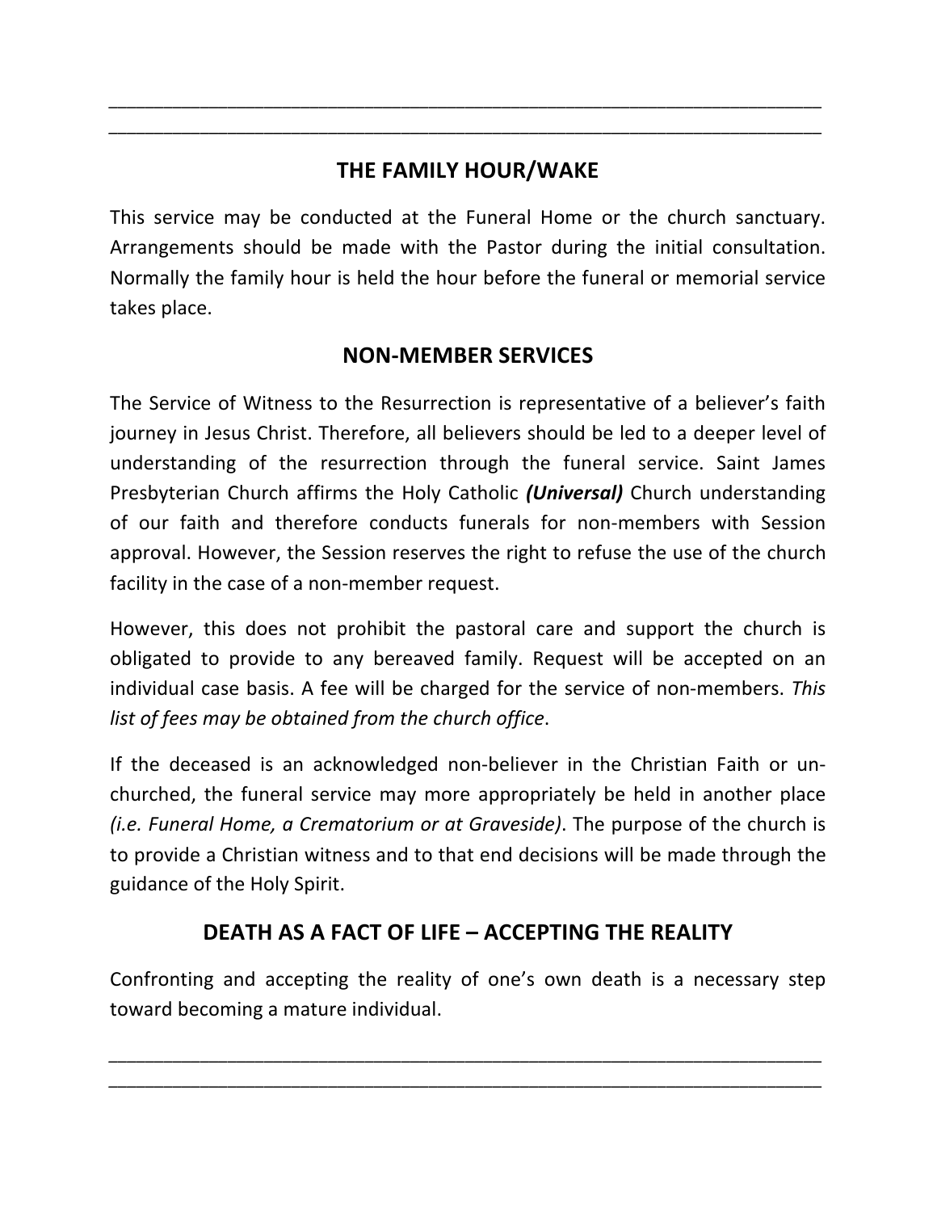## THE FAMILY HOUR/WAKE

This service may be conducted at the Funeral Home or the church sanctuary. Arrangements should be made with the Pastor during the initial consultation. Normally the family hour is held the hour before the funeral or memorial service takes place.

## NON-MEMBER SERVICES

The Service of Witness to the Resurrection is representative of a believer's faith journey in Jesus Christ. Therefore, all believers should be led to a deeper level of understanding of the resurrection through the funeral service. Saint James Presbyterian Church affirms the Holy Catholic ***(Universal)*** Church understanding of our faith and therefore conducts funerals for non-members with Session approval. However, the Session reserves the right to refuse the use of the church facility in the case of a non-member request.

However, this does not prohibit the pastoral care and support the church is obligated to provide to any bereaved family. Request will be accepted on an individual case basis. A fee will be charged for the service of non-members. *This list of fees may be obtained from the church office*.

If the deceased is an acknowledged non-believer in the Christian Faith or un-churched, the funeral service may more appropriately be held in another place *(i.e. Funeral Home, a Crematorium or at Graveside)*. The purpose of the church is to provide a Christian witness and to that end decisions will be made through the guidance of the Holy Spirit.

## DEATH AS A FACT OF LIFE – ACCEPTING THE REALITY

Confronting and accepting the reality of one's own death is a necessary step toward becoming a mature individual.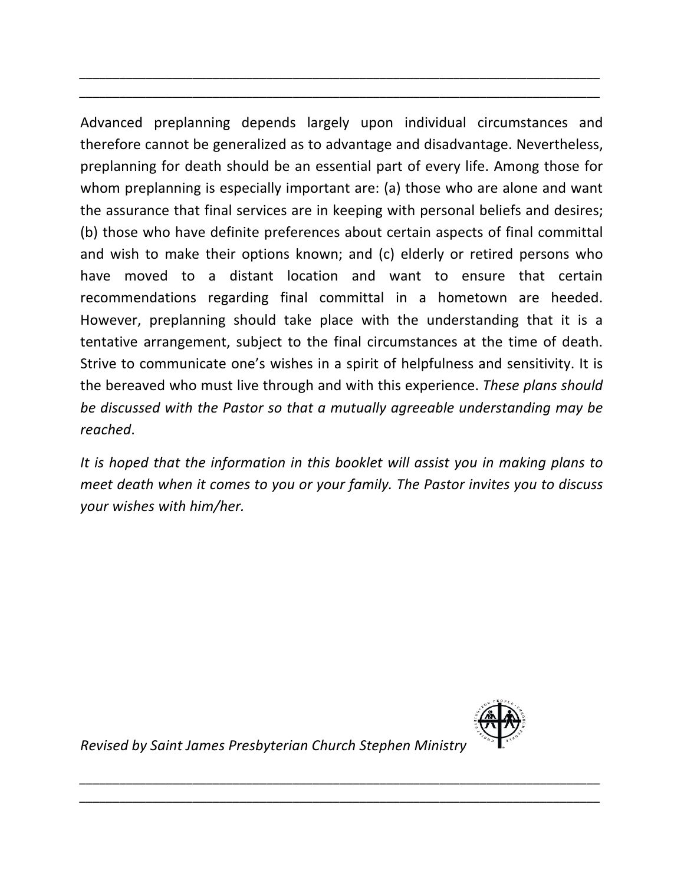Advanced preplanning depends largely upon individual circumstances and therefore cannot be generalized as to advantage and disadvantage. Nevertheless, preplanning for death should be an essential part of every life. Among those for whom preplanning is especially important are: (a) those who are alone and want the assurance that final services are in keeping with personal beliefs and desires; (b) those who have definite preferences about certain aspects of final committal and wish to make their options known; and (c) elderly or retired persons who have moved to a distant location and want to ensure that certain recommendations regarding final committal in a hometown are heeded. However, preplanning should take place with the understanding that it is a tentative arrangement, subject to the final circumstances at the time of death. Strive to communicate one's wishes in a spirit of helpfulness and sensitivity. It is the bereaved who must live through and with this experience. *These plans should be discussed with the Pastor so that a mutually agreeable understanding may be reached*.

*It is hoped that the information in this booklet will assist you in making plans to meet death when it comes to you or your family. The Pastor invites you to discuss your wishes with him/her.*

*Revised by Saint James Presbyterian Church Stephen Ministry*